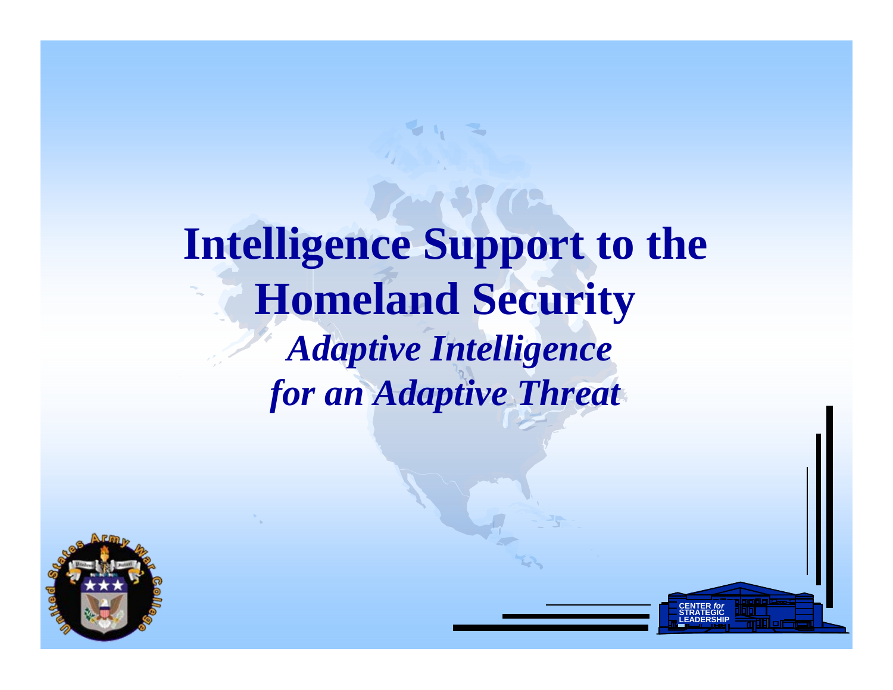# Intelligence Support to the Homeland Security

## *Adaptive Intelligence for an Adaptive Threat*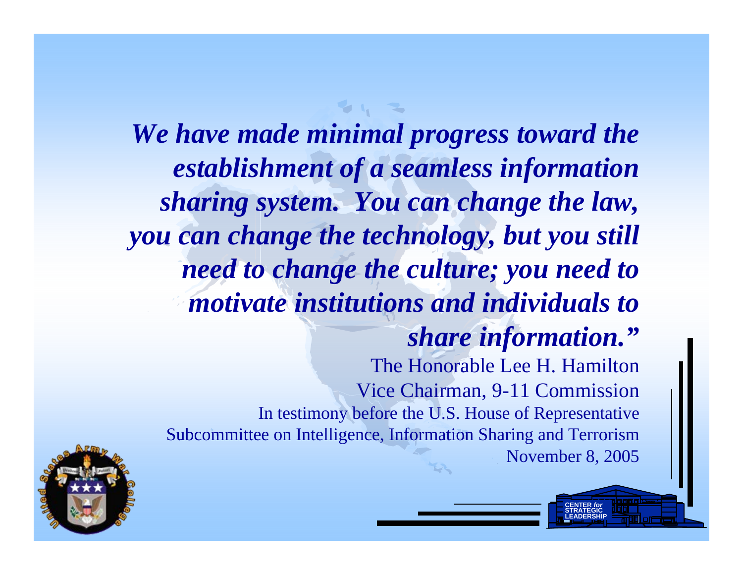***We have made minimal progress toward the establishment of a seamless information sharing system. You can change the law, you can change the technology, but you still need to change the culture; you need to motivate institutions and individuals to share information."***

The Honorable Lee H. Hamilton
Vice Chairman, 9-11 Commission
In testimony before the U.S. House of Representative Subcommittee on Intelligence, Information Sharing and Terrorism
November 8, 2005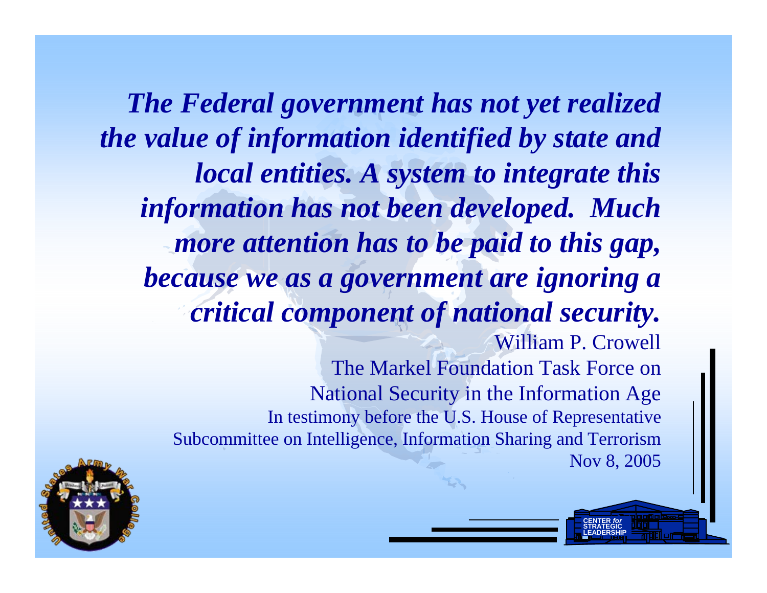***The Federal government has not yet realized the value of information identified by state and local entities. A system to integrate this information has not been developed. Much more attention has to be paid to this gap, because we as a government are ignoring a critical component of national security.***

William P. Crowell
The Markel Foundation Task Force on
National Security in the Information Age
In testimony before the U.S. House of Representative
Subcommittee on Intelligence, Information Sharing and Terrorism
Nov 8, 2005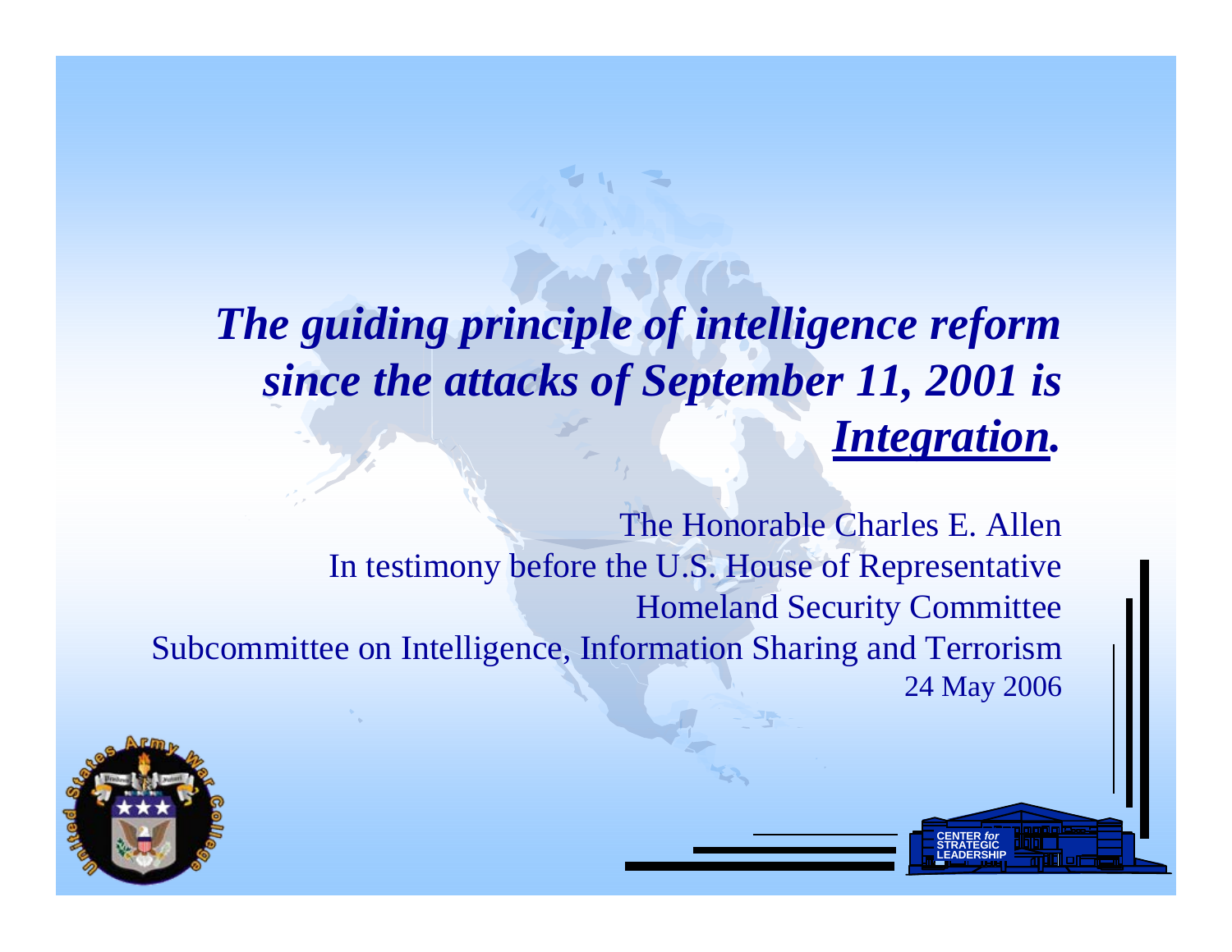***The guiding principle of intelligence reform since the attacks of September 11, 2001 is <u>Integration</u>.***

The Honorable Charles E. Allen
In testimony before the U.S. House of Representative
Homeland Security Committee
Subcommittee on Intelligence, Information Sharing and Terrorism
24 May 2006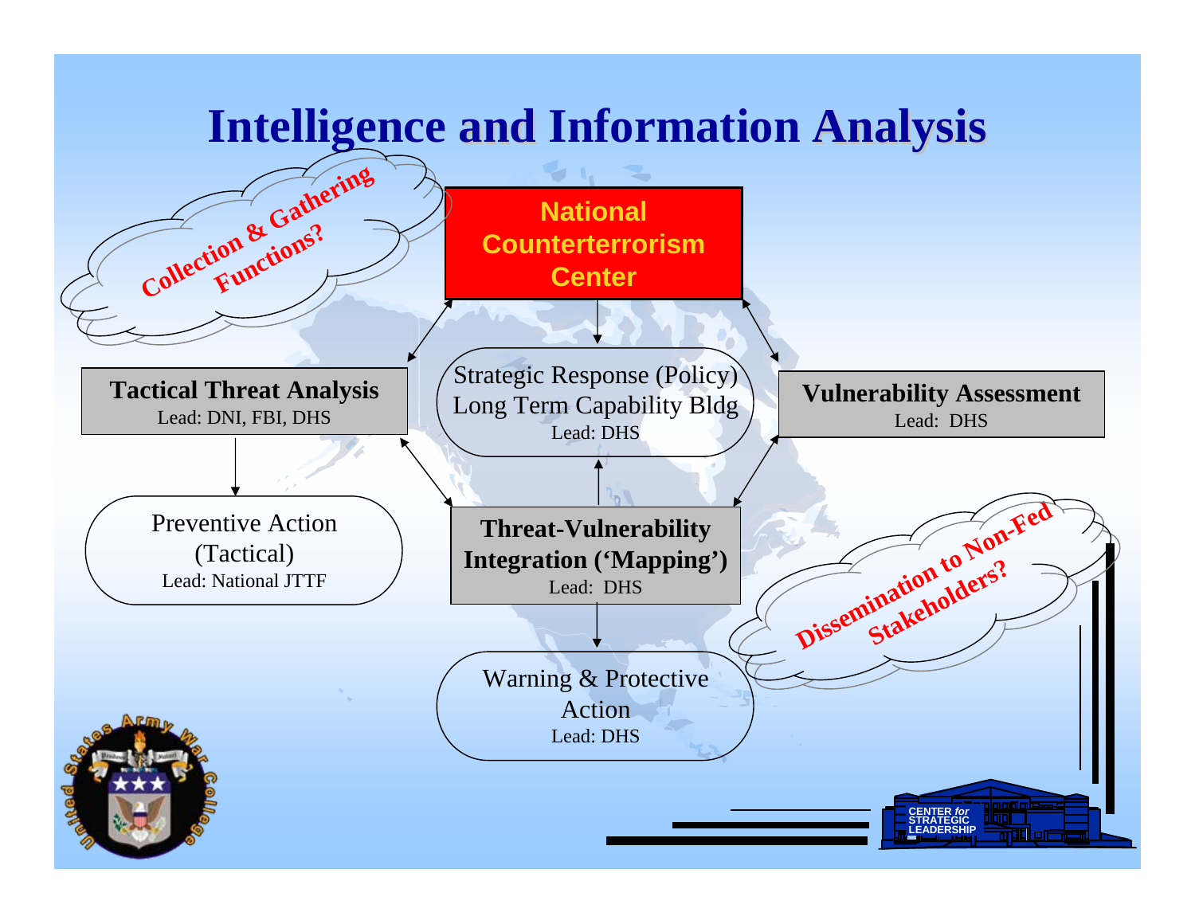# Intelligence and Information Analysis

*Collection & Gathering Functions?*

**National Counterterrorism Center**

**Tactical Threat Analysis**
Lead: DNI, FBI, DHS

Strategic Response (Policy)
Long Term Capability Bldg
Lead: DHS

**Vulnerability Assessment**
Lead: DHS

Preventive Action (Tactical)
Lead: National JTTF

**Threat-Vulnerability Integration ('Mapping')**
Lead: DHS

Warning & Protective Action
Lead: DHS

*Dissemination to Non-Fed Stakeholders?*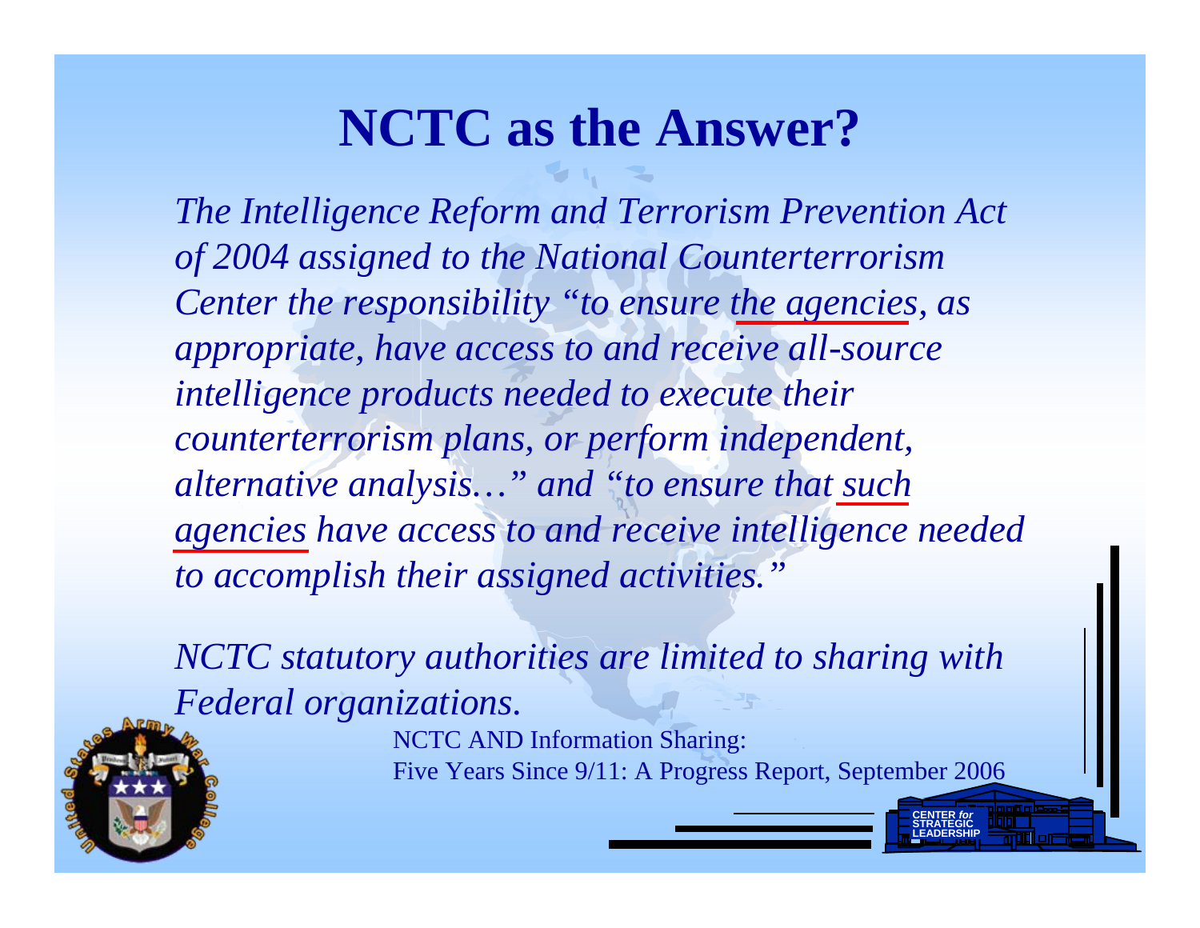# NCTC as the Answer?

*The Intelligence Reform and Terrorism Prevention Act of 2004 assigned to the National Counterterrorism Center the responsibility "to ensure <u>the agencies</u>, as appropriate, have access to and receive all-source intelligence products needed to execute their counterterrorism plans, or perform independent, alternative analysis…" and "to ensure that <u>such agencies</u> have access to and receive intelligence needed to accomplish their assigned activities."*

*NCTC statutory authorities are limited to sharing with Federal organizations.*

NCTC AND Information Sharing:
Five Years Since 9/11: A Progress Report, September 2006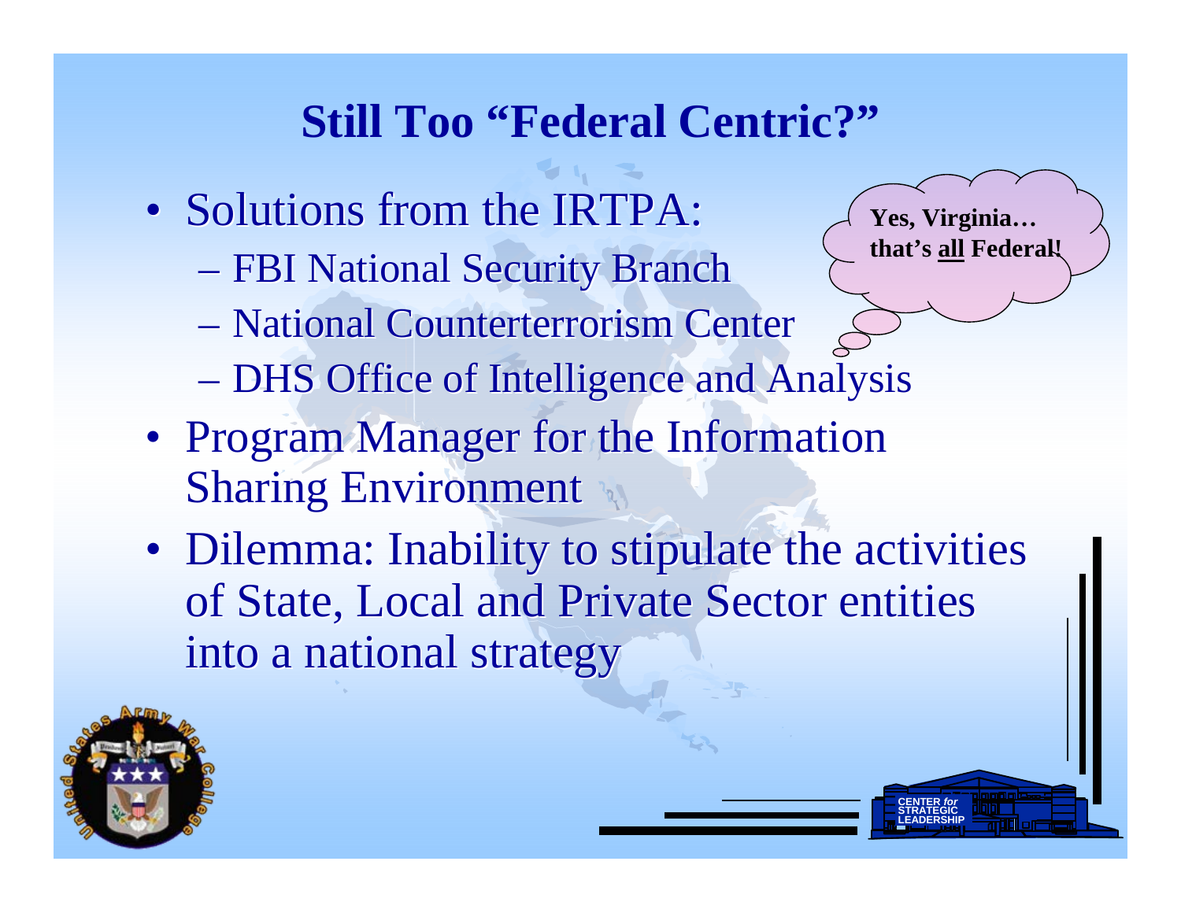# Still Too "Federal Centric?"

- Solutions from the IRTPA:
  - FBI National Security Branch
  - National Counterterrorism Center
  - DHS Office of Intelligence and Analysis
- Program Manager for the Information Sharing Environment
- Dilemma: Inability to stipulate the activities of State, Local and Private Sector entities into a national strategy

**Yes, Virginia… that's all Federal!**

CENTER *for* STRATEGIC LEADERSHIP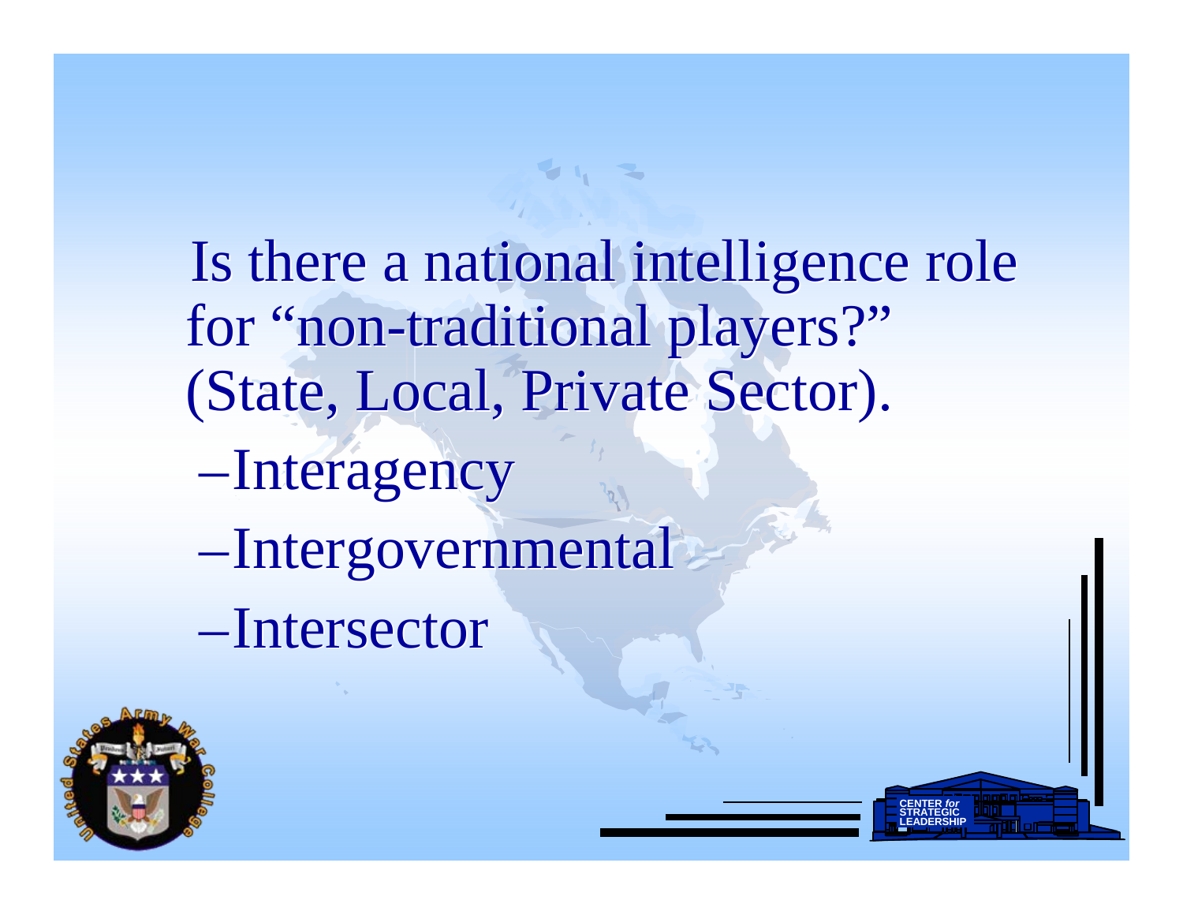Is there a national intelligence role for "non-traditional players?" (State, Local, Private Sector).

- Interagency
- Intergovernmental
- Intersector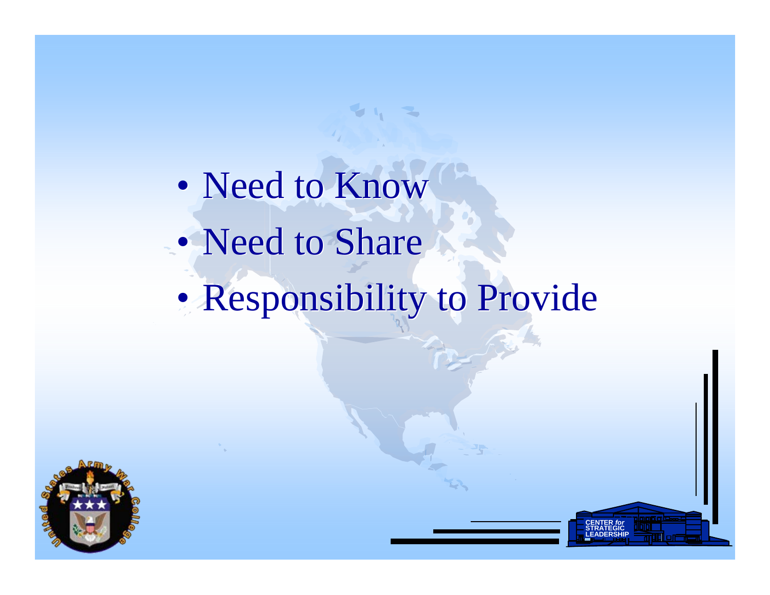- Need to Know
- Need to Share
- Responsibility to Provide